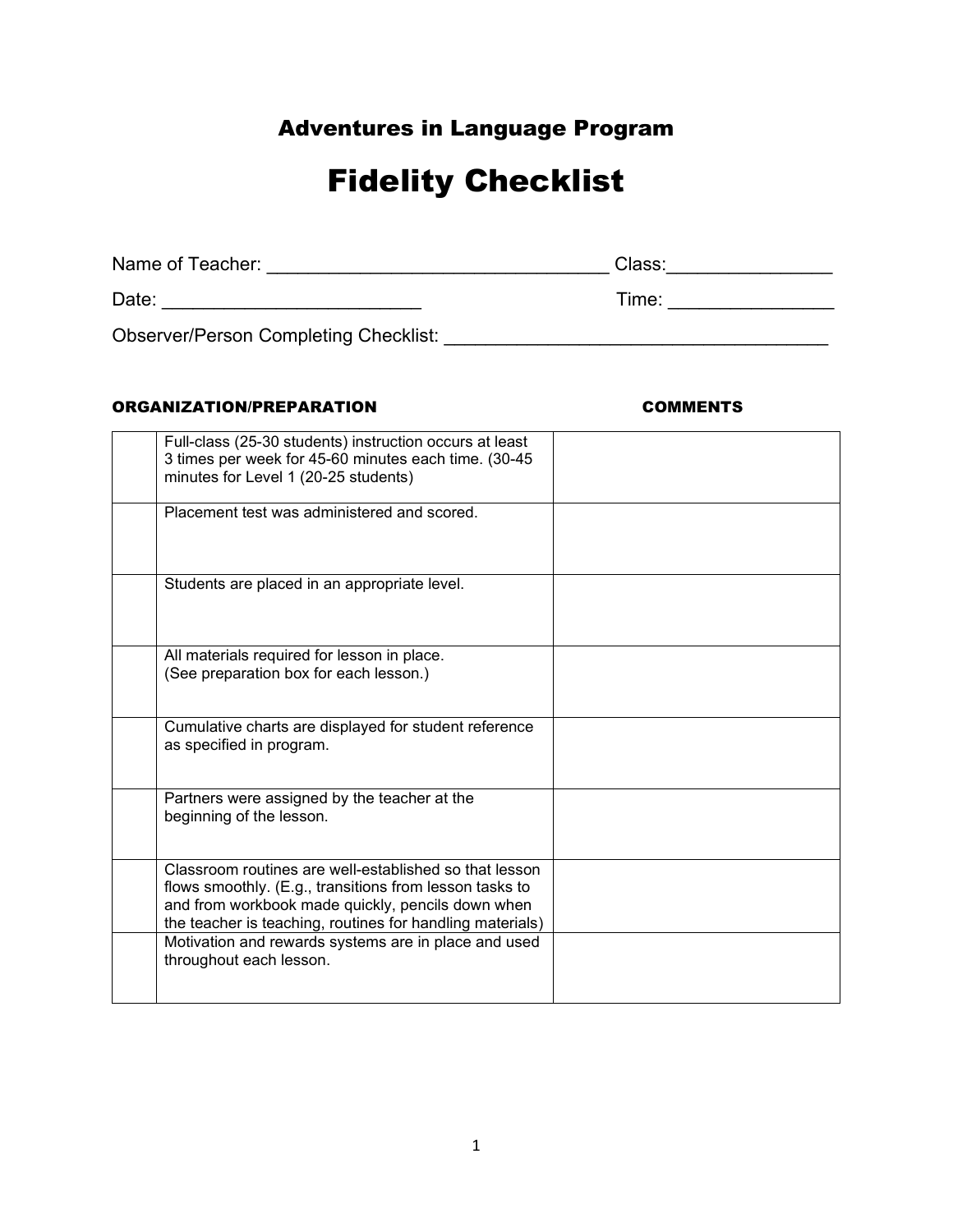# Adventures in Language Program

# Fidelity Checklist

Name of Teacher: ________________________________ Class:_______________

Date: ________________________ Time: _______________

Observer/Person Completing Checklist: ____________________________________

**ORGANIZATION/PREPARATION** **COMMENTS**

| | ORGANIZATION/PREPARATION | COMMENTS |
|---|---|---|
| | Full-class (25-30 students) instruction occurs at least 3 times per week for 45-60 minutes each time. (30-45 minutes for Level 1 (20-25 students) | |
| | Placement test was administered and scored. | |
| | Students are placed in an appropriate level. | |
| | All materials required for lesson in place. (See preparation box for each lesson.) | |
| | Cumulative charts are displayed for student reference as specified in program. | |
| | Partners were assigned by the teacher at the beginning of the lesson. | |
| | Classroom routines are well-established so that lesson flows smoothly. (E.g., transitions from lesson tasks to and from workbook made quickly, pencils down when the teacher is teaching, routines for handling materials) | |
| | Motivation and rewards systems are in place and used throughout each lesson. | |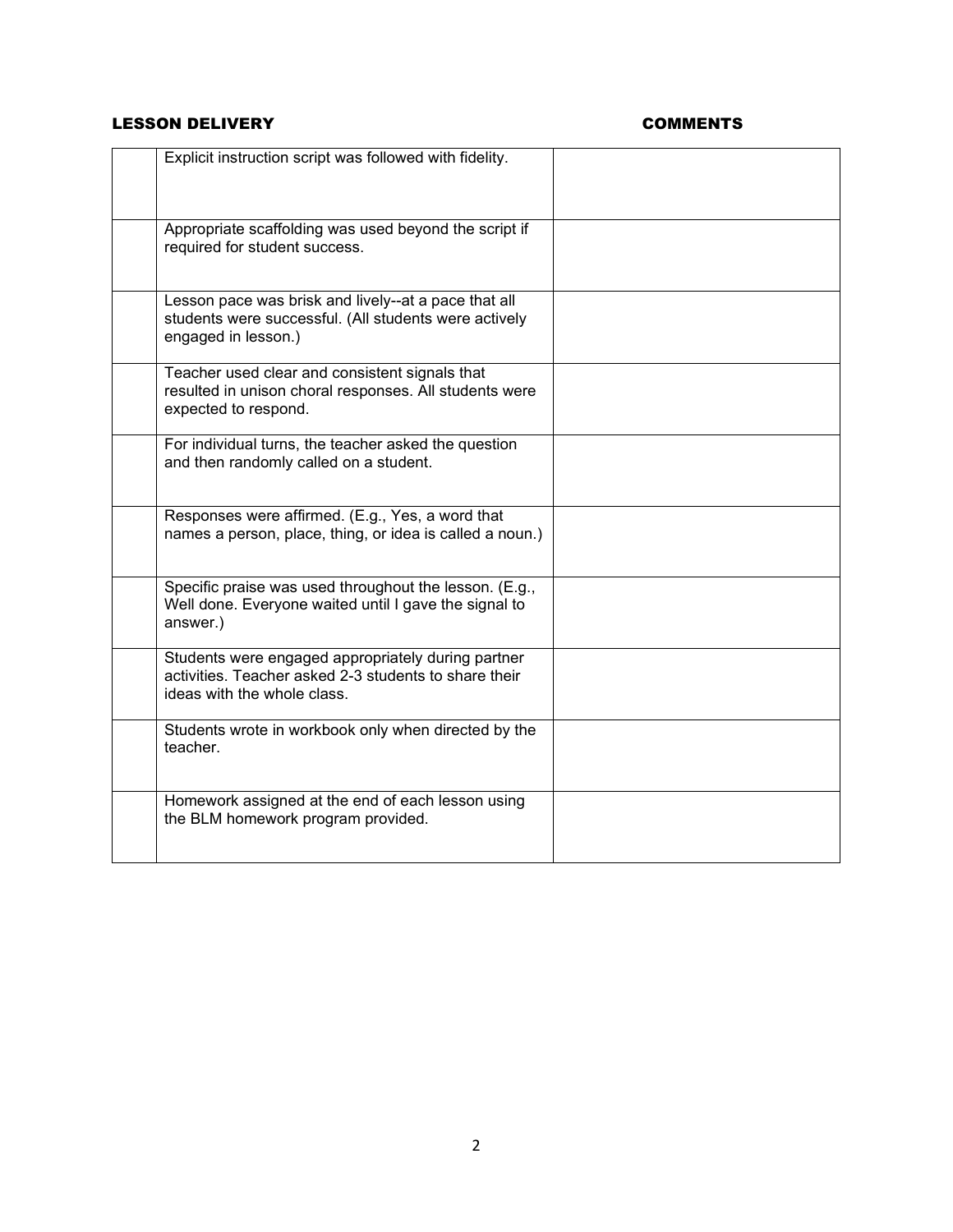| | LESSON DELIVERY | COMMENTS |
|---|---|---|
| | Explicit instruction script was followed with fidelity. | |
| | Appropriate scaffolding was used beyond the script if required for student success. | |
| | Lesson pace was brisk and lively--at a pace that all students were successful. (All students were actively engaged in lesson.) | |
| | Teacher used clear and consistent signals that resulted in unison choral responses. All students were expected to respond. | |
| | For individual turns, the teacher asked the question and then randomly called on a student. | |
| | Responses were affirmed. (E.g., Yes, a word that names a person, place, thing, or idea is called a noun.) | |
| | Specific praise was used throughout the lesson. (E.g., Well done. Everyone waited until I gave the signal to answer.) | |
| | Students were engaged appropriately during partner activities. Teacher asked 2-3 students to share their ideas with the whole class. | |
| | Students wrote in workbook only when directed by the teacher. | |
| | Homework assigned at the end of each lesson using the BLM homework program provided. | |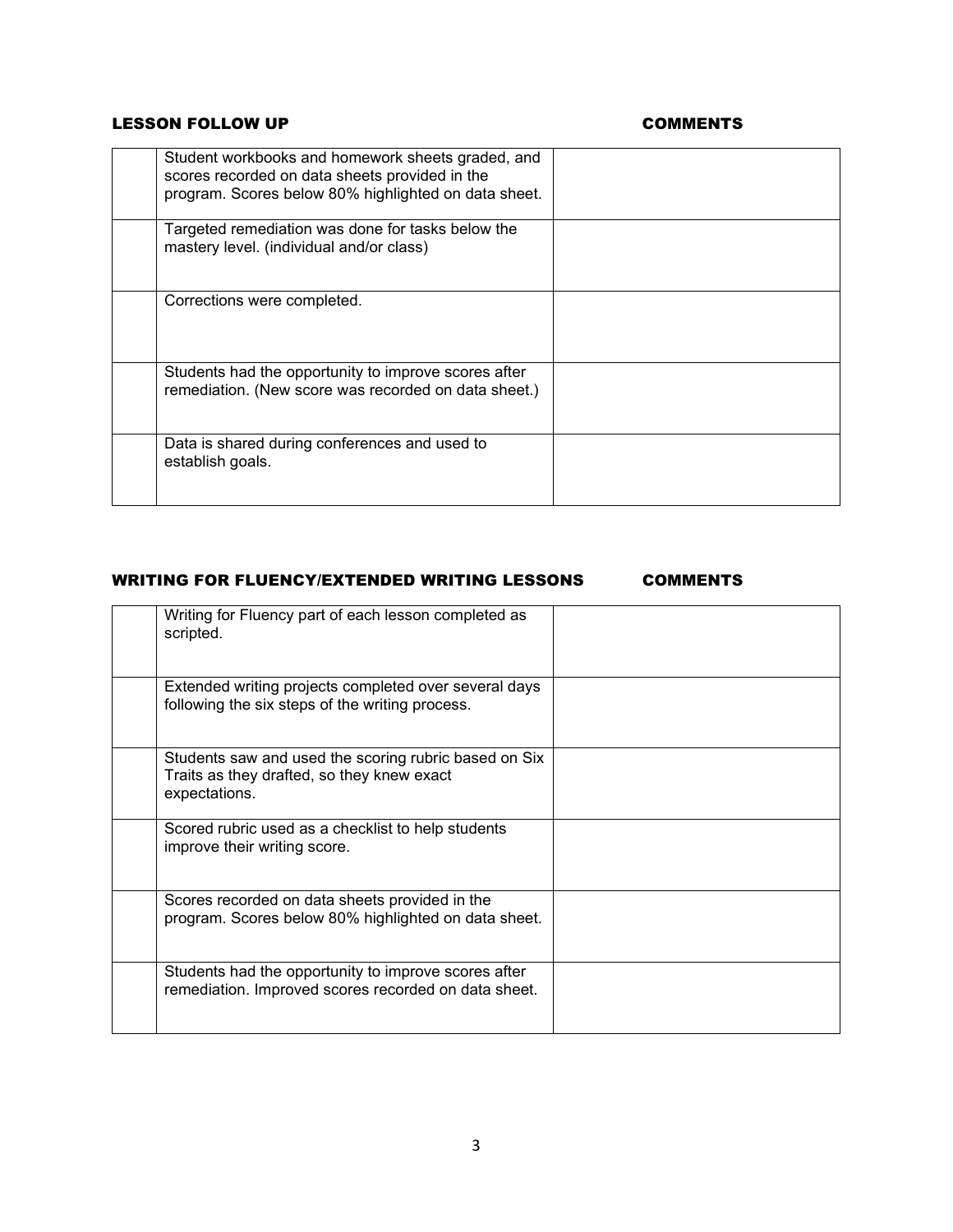| LESSON FOLLOW UP | | COMMENTS |
|---|---|---|
| | Student workbooks and homework sheets graded, and scores recorded on data sheets provided in the program. Scores below 80% highlighted on data sheet. | |
| | Targeted remediation was done for tasks below the mastery level. (individual and/or class) | |
| | Corrections were completed. | |
| | Students had the opportunity to improve scores after remediation. (New score was recorded on data sheet.) | |
| | Data is shared during conferences and used to establish goals. | |

| WRITING FOR FLUENCY/EXTENDED WRITING LESSONS | | COMMENTS |
|---|---|---|
| | Writing for Fluency part of each lesson completed as scripted. | |
| | Extended writing projects completed over several days following the six steps of the writing process. | |
| | Students saw and used the scoring rubric based on Six Traits as they drafted, so they knew exact expectations. | |
| | Scored rubric used as a checklist to help students improve their writing score. | |
| | Scores recorded on data sheets provided in the program. Scores below 80% highlighted on data sheet. | |
| | Students had the opportunity to improve scores after remediation. Improved scores recorded on data sheet. | |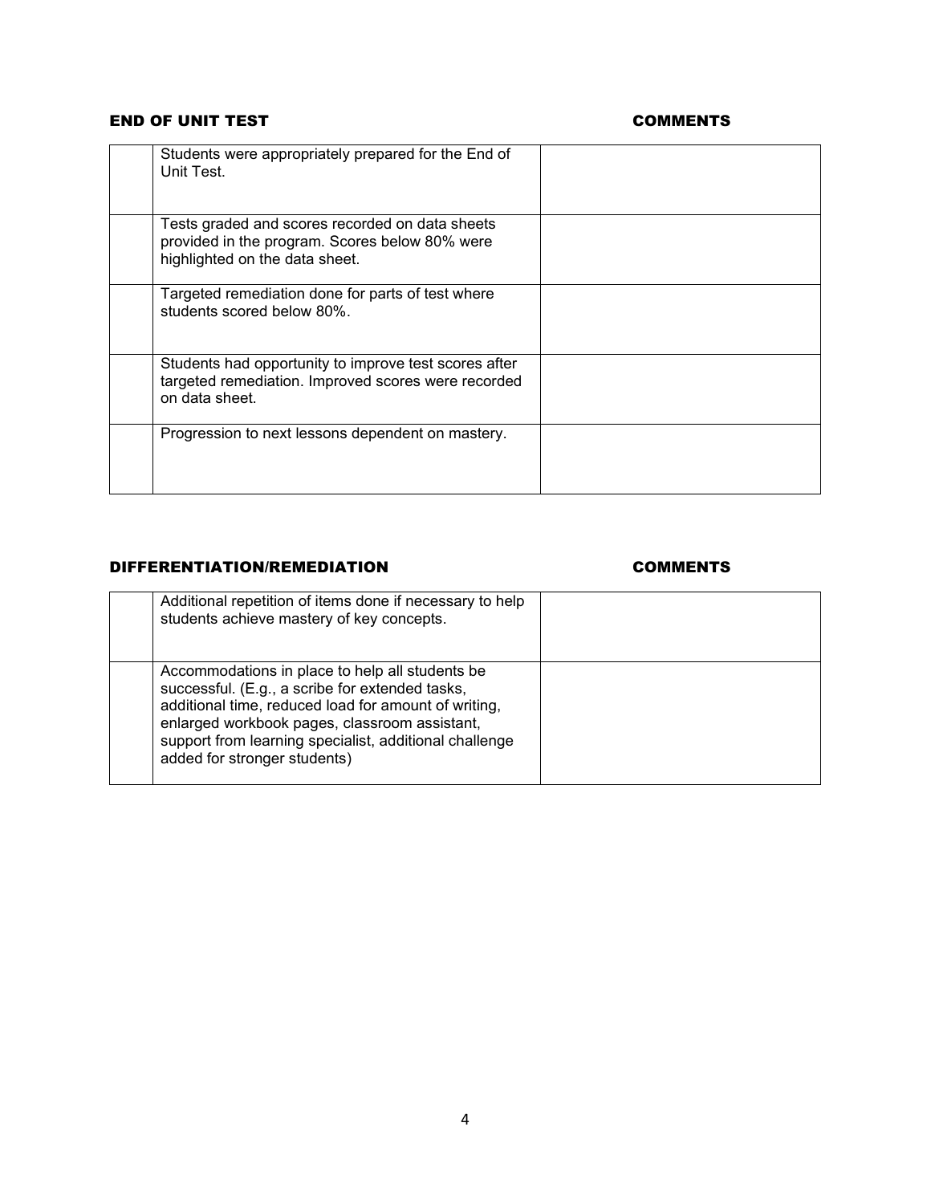## END OF UNIT TEST COMMENTS

| | | |
|---|---|---|
| | Students were appropriately prepared for the End of Unit Test. | |
| | Tests graded and scores recorded on data sheets provided in the program. Scores below 80% were highlighted on the data sheet. | |
| | Targeted remediation done for parts of test where students scored below 80%. | |
| | Students had opportunity to improve test scores after targeted remediation. Improved scores were recorded on data sheet. | |
| | Progression to next lessons dependent on mastery. | |

## DIFFERENTIATION/REMEDIATION COMMENTS

| | | |
|---|---|---|
| | Additional repetition of items done if necessary to help students achieve mastery of key concepts. | |
| | Accommodations in place to help all students be successful. (E.g., a scribe for extended tasks, additional time, reduced load for amount of writing, enlarged workbook pages, classroom assistant, support from learning specialist, additional challenge added for stronger students) | |